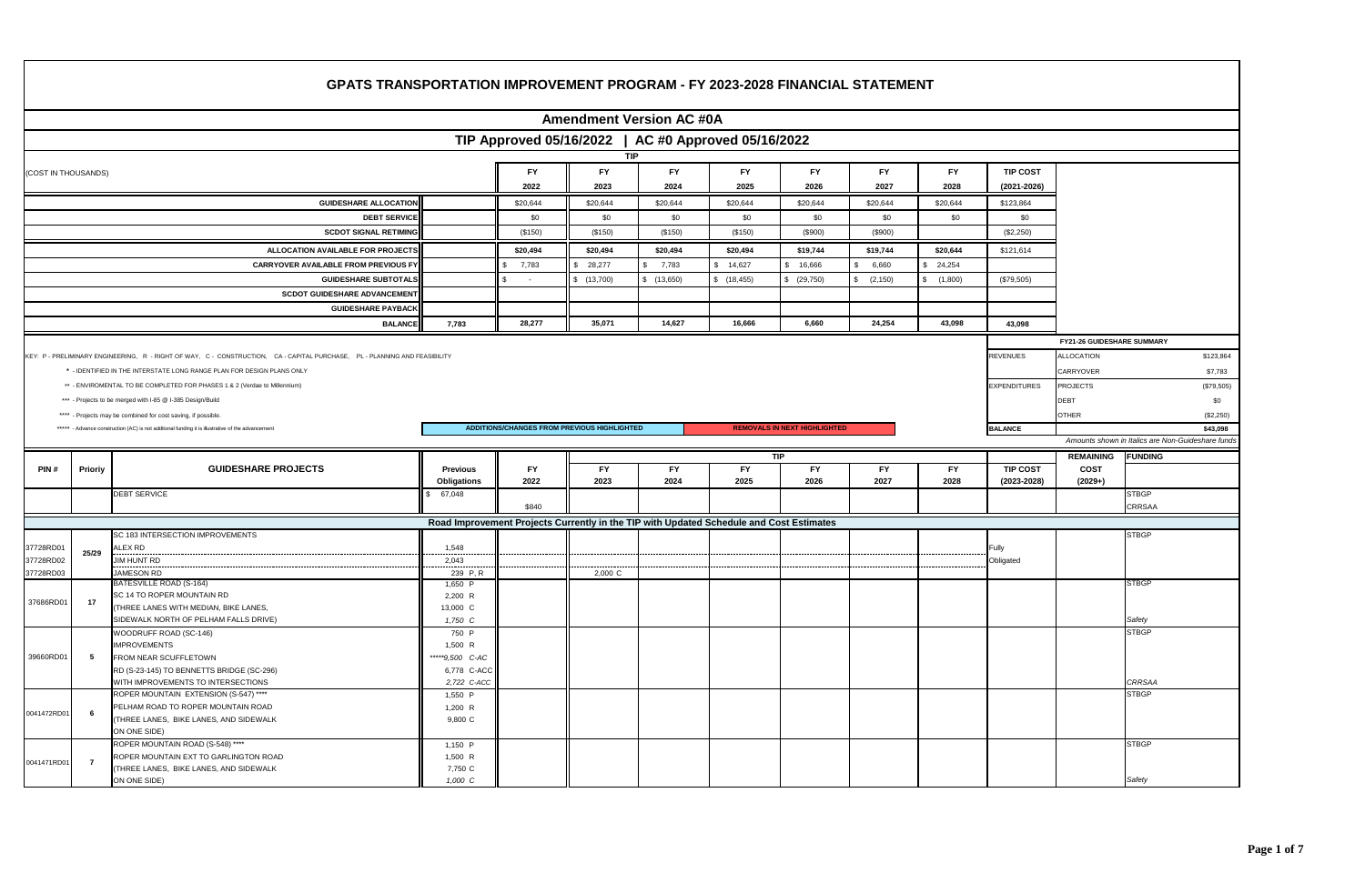# GPATS TRANSPORTATION IMPROVEMENT PROGRAM - FY 2023-2028 FINANCIAL STATEMENT

## Amendment Version AC #0A

### TIP Approved 05/16/2022 | AC #0 Approved 05/16/2022

(COST IN THOUSANDS)

| | | FY 2022 | FY 2023 | FY 2024 | FY 2025 | FY 2026 | FY 2027 | FY 2028 | TIP COST (2021-2026) |
|---|---|---|---|---|---|---|---|---|---|
| GUIDESHARE ALLOCATION | | $20,644 | $20,644 | $20,644 | $20,644 | $20,644 | $20,644 | $20,644 | $123,864 |
| DEBT SERVICE | | $0 | $0 | $0 | $0 | $0 | $0 | $0 | $0 |
| SCDOT SIGNAL RETIMING | | ($150) | ($150) | ($150) | ($150) | ($900) | ($900) | | ($2,250) |
| ALLOCATION AVAILABLE FOR PROJECTS | | $20,494 | $20,494 | $20,494 | $20,494 | $19,744 | $19,744 | $20,644 | $121,614 |
| CARRYOVER AVAILABLE FROM PREVIOUS FY | | $ 7,783 | $ 28,277 | $ 7,783 | $ 14,627 | $ 16,666 | $ 6,660 | $ 24,254 | |
| GUIDESHARE SUBTOTALS | | $ - | $ (13,700) | $ (13,650) | $ (18,455) | $ (29,750) | $ (2,150) | $ (1,800) | ($79,505) |
| SCDOT GUIDESHARE ADVANCEMENT | | | | | | | | | |
| GUIDESHARE PAYBACK | | | | | | | | | |
| BALANCE | 7,783 | 28,277 | 35,071 | 14,627 | 16,666 | 6,660 | 24,254 | 43,098 | 43,098 |

KEY: P - PRELIMINARY ENGINEERING, R - RIGHT OF WAY, C - CONSTRUCTION, CA - CAPITAL PURCHASE, PL - PLANNING AND FEASIBILITY

\* - IDENTIFIED IN THE INTERSTATE LONG RANGE PLAN FOR DESIGN PLANS ONLY

** - ENVIROMENTAL TO BE COMPLETED FOR PHASES 1 & 2 (Verdae to Millennium)

*** - Projects to be merged with I-85 @ I-385 Design/Build

**** - Projects may be combined for cost saving, if possible.

***** - Advance construction (AC) is not additional funding it is illustrative of the advancement

ADDITIONS/CHANGES FROM PREVIOUS HIGHLIGHTED | REMOVALS IN NEXT HIGHLIGHTED

**FY21-26 GUIDESHARE SUMMARY**

| | | |
|---|---|---|
| REVENUES | ALLOCATION | $123,864 |
| | CARRYOVER | $7,783 |
| EXPENDITURES | PROJECTS | ($79,505) |
| | DEBT | $0 |
| | OTHER | ($2,250) |
| BALANCE | | $43,098 |

*Amounts shown in Italics are Non-Guideshare funds*

| PIN # | Prioriy | GUIDESHARE PROJECTS | Previous Obligations | FY 2022 | FY 2023 | FY 2024 | FY 2025 | FY 2026 | FY 2027 | FY 2028 | TIP COST (2023-2028) | REMAINING COST (2029+) | FUNDING |
|---|---|---|---|---|---|---|---|---|---|---|---|---|---|
| | | DEBT SERVICE | $ 67,048 | | | | | | | | | | STBGP |
| | | | | $840 | | | | | | | | | CRRSAA |
| | | **Road Improvement Projects Currently in the TIP with Updated Schedule and Cost Estimates** | | | | | | | | | | | |
| | | SC 183 INTERSECTION IMPROVEMENTS | | | | | | | | | | | STBGP |
| 37728RD01 | 25/29 | ALEX RD | 1,548 | | | | | | | | Fully | | |
| 37728RD02 | | JIM HUNT RD | 2,043 | | | | | | | | Obligated | | |
| 37728RD03 | | JAMESON RD | 239 P, R | | 2,000 C | | | | | | | | |
| 37686RD01 | 17 | BATESVILLE ROAD (S-164)<br>SC 14 TO ROPER MOUNTAIN RD<br>(THREE LANES WITH MEDIAN, BIKE LANES,<br>SIDEWALK NORTH OF PELHAM FALLS DRIVE) | 1,650 P<br>2,200 R<br>13,000 C<br>*1,750 C* | | | | | | | | | | STBGP<br><br><br>*Safety* |
| 39660RD01 | 5 | WOODRUFF ROAD (SC-146)<br>IMPROVEMENTS<br>FROM NEAR SCUFFLETOWN<br>RD (S-23-145) TO BENNETTS BRIDGE (SC-296)<br>WITH IMPROVEMENTS TO INTERSECTIONS | 750 P<br>1,500 R<br>*****9,500 *C-AC*<br>6,778 C-ACC<br>*2,722 C-ACC* | | | | | | | | | | STBGP<br><br><br><br>*CRRSAA* |
| 0041472RD01 | 6 | ROPER MOUNTAIN EXTENSION (S-547) ****<br>PELHAM ROAD TO ROPER MOUNTAIN ROAD<br>(THREE LANES, BIKE LANES, AND SIDEWALK<br>ON ONE SIDE) | 1,550 P<br>1,200 R<br>9,800 C | | | | | | | | | | STBGP |
| 0041471RD01 | 7 | ROPER MOUNTAIN ROAD (S-548) ****<br>ROPER MOUNTAIN EXT TO GARLINGTON ROAD<br>(THREE LANES, BIKE LANES, AND SIDEWALK<br>ON ONE SIDE) | 1,150 P<br>1,500 R<br>7,750 C<br>*1,000 C* | | | | | | | | | | STBGP<br><br><br>*Safety* |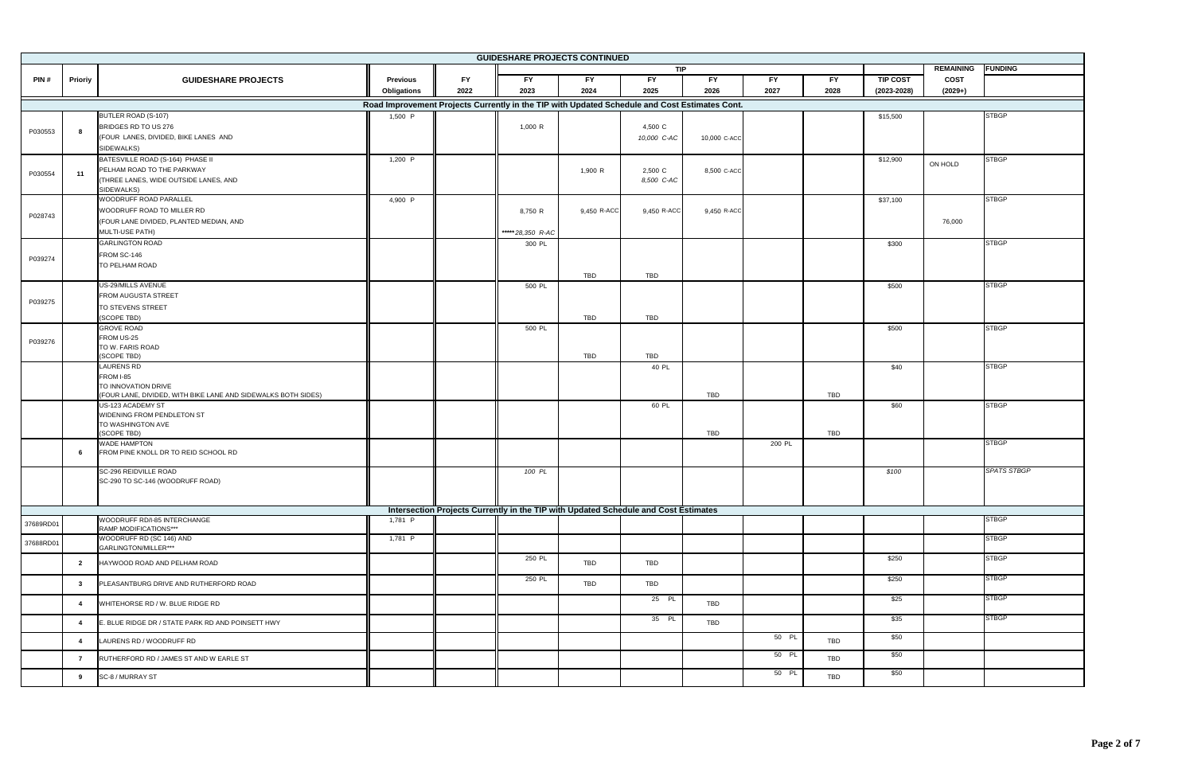## GUIDESHARE PROJECTS CONTINUED

| PIN # | Prioriy | GUIDESHARE PROJECTS | Previous Obligations | FY 2022 | FY 2023 | FY 2024 | FY 2025 | FY 2026 | FY 2027 | FY 2028 | TIP COST (2023-2028) | REMAINING COST (2029+) | FUNDING |
|---|---|---|---|---|---|---|---|---|---|---|---|---|---|
| | | | | | TIP | | | | | | | | |
| **Road Improvement Projects Currently in the TIP with Updated Schedule and Cost Estimates Cont.** | | | | | | | | | | | | | |
| P030553 | 8 | BUTLER ROAD (S-107) BRIDGES RD TO US 276 (FOUR LANES, DIVIDED, BIKE LANES AND SIDEWALKS) | 1,500 P | | 1,000 R | | 4,500 C *10,000 C-AC* | 10,000 C-ACC | | | $15,500 | | STBGP |
| P030554 | 11 | BATESVILLE ROAD (S-164) PHASE II PELHAM ROAD TO THE PARKWAY (THREE LANES, WIDE OUTSIDE LANES, AND SIDEWALKS) | 1,200 P | | | 1,900 R | 2,500 C *8,500 C-AC* | 8,500 C-ACC | | | $12,900 | ON HOLD | STBGP |
| P028743 | | WOODRUFF ROAD PARALLEL WOODRUFF ROAD TO MILLER RD (FOUR LANE DIVIDED, PLANTED MEDIAN, AND MULTI-USE PATH) | 4,900 P | | 8,750 R *\*\*\*\*\*28,350 R-AC* | 9,450 R-ACC | 9,450 R-ACC | 9,450 R-ACC | | | $37,100 | 76,000 | STBGP |
| P039274 | | GARLINGTON ROAD FROM SC-146 TO PELHAM ROAD | | | 300 PL | TBD | TBD | | | | $300 | | STBGP |
| P039275 | | US-29/MILLS AVENUE FROM AUGUSTA STREET TO STEVENS STREET (SCOPE TBD) | | | 500 PL | TBD | TBD | | | | $500 | | STBGP |
| P039276 | | GROVE ROAD FROM US-25 TO W. FARIS ROAD (SCOPE TBD) | | | 500 PL | TBD | TBD | | | | $500 | | STBGP |
| | | LAURENS RD FROM I-85 TO INNOVATION DRIVE (FOUR LANE, DIVIDED, WITH BIKE LANE AND SIDEWALKS BOTH SIDES) | | | | | 40 PL | TBD | | TBD | $40 | | STBGP |
| | | US-123 ACADEMY ST WIDENING FROM PENDLETON ST TO WASHINGTON AVE (SCOPE TBD) | | | | | 60 PL | TBD | | TBD | $60 | | STBGP |
| | 6 | WADE HAMPTON FROM PINE KNOLL DR TO REID SCHOOL RD | | | | | | | 200 PL | | | | STBGP |
| | | SC-296 REIDVILLE ROAD SC-290 TO SC-146 (WOODRUFF ROAD) | | | *100 PL* | | | | | | *$100* | | *SPATS STBGP* |
| **Intersection Projects Currently in the TIP with Updated Schedule and Cost Estimates** | | | | | | | | | | | | | |
| 37689RD01 | | WOODRUFF RD/I-85 INTERCHANGE RAMP MODIFICATIONS*** | 1,781 P | | | | | | | | | | STBGP |
| 37688RD01 | | WOODRUFF RD (SC 146) AND GARLINGTON/MILLER*** | 1,781 P | | | | | | | | | | STBGP |
| | 2 | HAYWOOD ROAD AND PELHAM ROAD | | | 250 PL | TBD | TBD | | | | $250 | | STBGP |
| | 3 | PLEASANTBURG DRIVE AND RUTHERFORD ROAD | | | 250 PL | TBD | TBD | | | | $250 | | STBGP |
| | 4 | WHITEHORSE RD / W. BLUE RIDGE RD | | | | | 25 PL | TBD | | | $25 | | STBGP |
| | 4 | E. BLUE RIDGE DR / STATE PARK RD AND POINSETT HWY | | | | | 35 PL | TBD | | | $35 | | STBGP |
| | 4 | LAURENS RD / WOODRUFF RD | | | | | | | 50 PL | TBD | $50 | | |
| | 7 | RUTHERFORD RD / JAMES ST AND W EARLE ST | | | | | | | 50 PL | TBD | $50 | | |
| | 9 | SC-8 / MURRAY ST | | | | | | | 50 PL | TBD | $50 | | |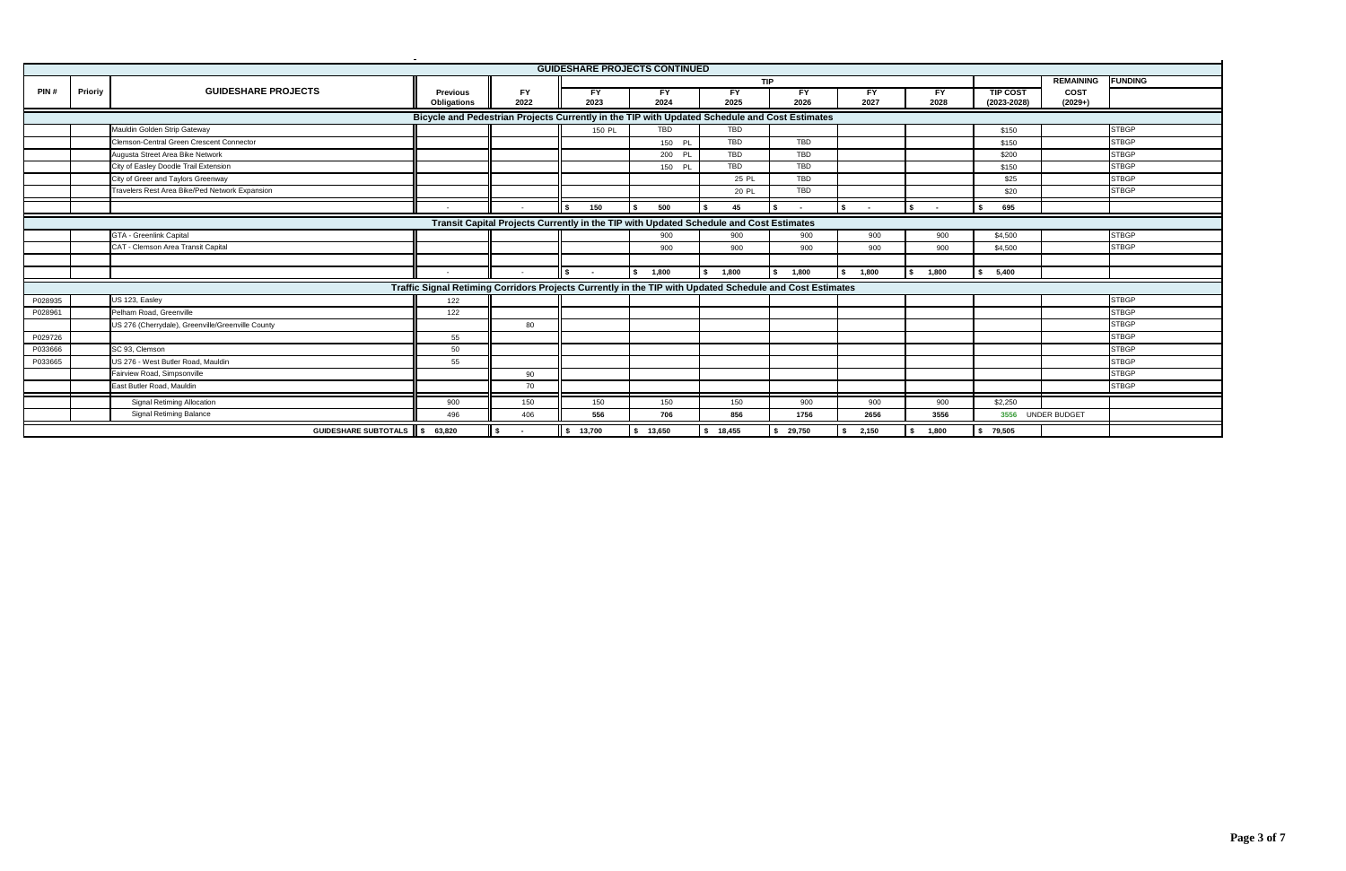| PIN # | Prioriy | GUIDESHARE PROJECTS | Previous Obligations | FY 2022 | FY 2023 | FY 2024 | FY 2025 | FY 2026 | FY 2027 | FY 2028 | TIP COST (2023-2028) | REMAINING COST (2029+) | FUNDING |
|---|---|---|---|---|---|---|---|---|---|---|---|---|---|
| | | | | | | | TIP | | | | | | |
| | | | Bicycle and Pedestrian Projects Currently in the TIP with Updated Schedule and Cost Estimates | | | | | | | | | | |
| | | Mauldin Golden Strip Gateway | | | 150 PL | TBD | TBD | | | | $150 | | STBGP |
| | | Clemson-Central Green Crescent Connector | | | | 150 PL | TBD | TBD | | | $150 | | STBGP |
| | | Augusta Street Area Bike Network | | | | 200 PL | TBD | TBD | | | $200 | | STBGP |
| | | City of Easley Doodle Trail Extension | | | | 150 PL | TBD | TBD | | | $150 | | STBGP |
| | | City of Greer and Taylors Greenway | | | | | 25 PL | TBD | | | $25 | | STBGP |
| | | Travelers Rest Area Bike/Ped Network Expansion | | | | | 20 PL | TBD | | | $20 | | STBGP |
| | | | - | - | $ 150 | $ 500 | $ 45 | $ - | $ - | $ - | $ 695 | | |
| | | | Transit Capital Projects Currently in the TIP with Updated Schedule and Cost Estimates | | | | | | | | | | |
| | | GTA - Greenlink Capital | | | | 900 | 900 | 900 | 900 | 900 | $4,500 | | STBGP |
| | | CAT - Clemson Area Transit Capital | | | | 900 | 900 | 900 | 900 | 900 | $4,500 | | STBGP |
| | | | - | - | $ - | $ 1,800 | $ 1,800 | $ 1,800 | $ 1,800 | $ 1,800 | $ 5,400 | | |
| | | | Traffic Signal Retiming Corridors Projects Currently in the TIP with Updated Schedule and Cost Estimates | | | | | | | | | | |
| P028935 | | US 123, Easley | 122 | | | | | | | | | | STBGP |
| P028961 | | Pelham Road, Greenville | 122 | | | | | | | | | | STBGP |
| | | US 276 (Cherrydale), Greenville/Greenville County | | 80 | | | | | | | | | STBGP |
| P029726 | | | 55 | | | | | | | | | | STBGP |
| P033666 | | SC 93, Clemson | 50 | | | | | | | | | | STBGP |
| P033665 | | US 276 - West Butler Road, Mauldin | 55 | | | | | | | | | | STBGP |
| | | Fairview Road, Simpsonville | | 90 | | | | | | | | | STBGP |
| | | East Butler Road, Mauldin | | 70 | | | | | | | | | STBGP |
| | | Signal Retiming Allocation | 900 | 150 | 150 | 150 | 150 | 900 | 900 | 900 | $2,250 | | |
| | | Signal Retiming Balance | 496 | 406 | 556 | 706 | 856 | 1756 | 2656 | 3556 | 3556 | UNDER BUDGET | |
| | | GUIDESHARE SUBTOTALS | $ 63,820 | $ - | $ 13,700 | $ 13,650 | $ 18,455 | $ 29,750 | $ 2,150 | $ 1,800 | $ 79,505 | | |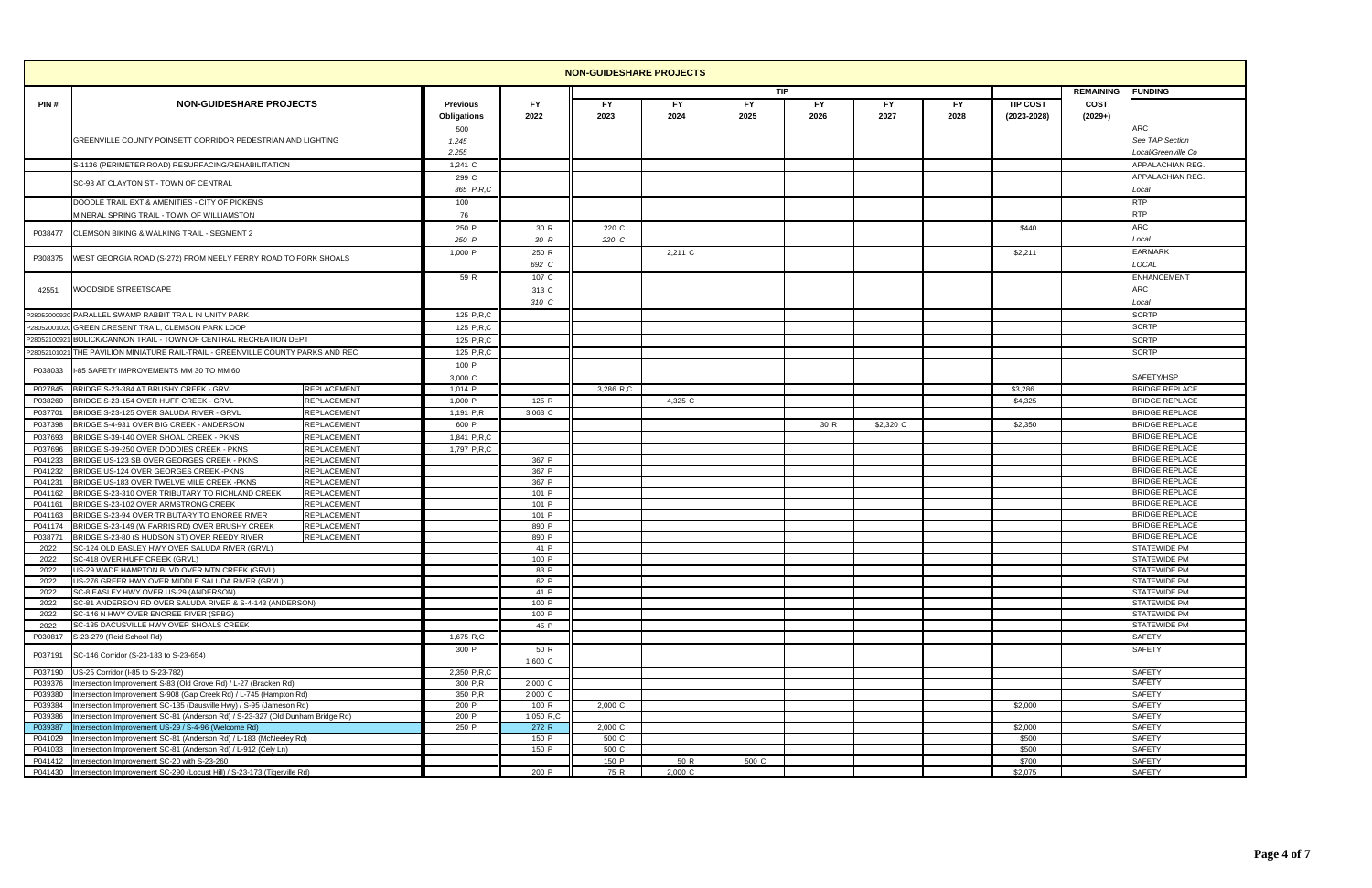# NON-GUIDESHARE PROJECTS

| PIN # | NON-GUIDESHARE PROJECTS | | Previous Obligations | FY 2022 | FY 2023 | FY 2024 | FY 2025 | FY 2026 | FY 2027 | FY 2028 | TIP COST (2023-2028) | REMAINING COST (2029+) | FUNDING |
|---|---|---|---|---|---|---|---|---|---|---|---|---|---|
| | | | | | TIP | | | | | | | | |
| | GREENVILLE COUNTY POINSETT CORRIDOR PEDESTRIAN AND LIGHTING | | 500<br>*1,245*<br>*2,255* | | | | | | | | | | ARC<br>*See TAP Section*<br>*Local/Greenville Co* |
| | S-1136 (PERIMETER ROAD) RESURFACING/REHABILITATION | | 1,241 C | | | | | | | | | | APPALACHIAN REG. |
| | SC-93 AT CLAYTON ST - TOWN OF CENTRAL | | 299 C<br>*365 P,R,C* | | | | | | | | | | APPALACHIAN REG.<br>*Local* |
| | DOODLE TRAIL EXT & AMENITIES - CITY OF PICKENS | | 100 | | | | | | | | | | RTP |
| | MINERAL SPRING TRAIL - TOWN OF WILLIAMSTON | | 76 | | | | | | | | | | RTP |
| P038477 | CLEMSON BIKING & WALKING TRAIL - SEGMENT 2 | | 250 P<br>*250 P* | 30 R<br>*30 R* | 220 C<br>*220 C* | | | | | | $440 | | ARC<br>*Local* |
| P308375 | WEST GEORGIA ROAD (S-272) FROM NEELY FERRY ROAD TO FORK SHOALS | | 1,000 P | 250 R<br>*692 C* | | 2,211 C | | | | | $2,211 | | EARMARK<br>*LOCAL* |
| 42551 | WOODSIDE STREETSCAPE | | 59 R | 107 C<br>313 C<br>*310 C* | | | | | | | | | ENHANCEMENT<br>ARC<br>*Local* |
| P28052000920 | PARALLEL SWAMP RABBIT TRAIL IN UNITY PARK | | 125 P,R,C | | | | | | | | | | SCRTP |
| P28052001020 | GREEN CRESENT TRAIL, CLEMSON PARK LOOP | | 125 P,R,C | | | | | | | | | | SCRTP |
| P28052100921 | BOLICK/CANNON TRAIL - TOWN OF CENTRAL RECREATION DEPT | | 125 P,R,C | | | | | | | | | | SCRTP |
| P28052101021 | THE PAVILION MINIATURE RAIL-TRAIL - GREENVILLE COUNTY PARKS AND REC | | 125 P,R,C | | | | | | | | | | SCRTP |
| P038033 | I-85 SAFETY IMPROVEMENTS MM 30 TO MM 60 | | 100 P<br>3,000 C | | | | | | | | | | SAFETY/HSP |
| P027845 | BRIDGE S-23-384 AT BRUSHY CREEK - GRVL | REPLACEMENT | 1,014 P | | 3,286 R,C | | | | | | $3,286 | | BRIDGE REPLACE |
| P038260 | BRIDGE S-23-154 OVER HUFF CREEK - GRVL | REPLACEMENT | 1,000 P | 125 R | | 4,325 C | | | | | $4,325 | | BRIDGE REPLACE |
| P037701 | BRIDGE S-23-125 OVER SALUDA RIVER - GRVL | REPLACEMENT | 1,191 P,R | 3,063 C | | | | | | | | | BRIDGE REPLACE |
| P037398 | BRIDGE S-4-931 OVER BIG CREEK - ANDERSON | REPLACEMENT | 600 P | | | | | 30 R | $2,320 C | | $2,350 | | BRIDGE REPLACE |
| P037693 | BRIDGE S-39-140 OVER SHOAL CREEK - PKNS | REPLACEMENT | 1,841 P,R,C | | | | | | | | | | BRIDGE REPLACE |
| P037696 | BRIDGE S-39-250 OVER DODDIES CREEK - PKNS | REPLACEMENT | 1,797 P,R,C | | | | | | | | | | BRIDGE REPLACE |
| P041233 | BRIDGE US-123 SB OVER GEORGES CREEK - PKNS | REPLACEMENT | | 367 P | | | | | | | | | BRIDGE REPLACE |
| P041232 | BRIDGE US-124 OVER GEORGES CREEK -PKNS | REPLACEMENT | | 367 P | | | | | | | | | BRIDGE REPLACE |
| P041231 | BRIDGE US-183 OVER TWELVE MILE CREEK -PKNS | REPLACEMENT | | 367 P | | | | | | | | | BRIDGE REPLACE |
| P041162 | BRIDGE S-23-310 OVER TRIBUTARY TO RICHLAND CREEK | REPLACEMENT | | 101 P | | | | | | | | | BRIDGE REPLACE |
| P041161 | BRIDGE S-23-102 OVER ARMSTRONG CREEK | REPLACEMENT | | 101 P | | | | | | | | | BRIDGE REPLACE |
| P041163 | BRIDGE S-23-94 OVER TRIBUTARY TO ENOREE RIVER | REPLACEMENT | | 101 P | | | | | | | | | BRIDGE REPLACE |
| P041174 | BRIDGE S-23-149 (W FARRIS RD) OVER BRUSHY CREEK | REPLACEMENT | | 890 P | | | | | | | | | BRIDGE REPLACE |
| P038771 | BRIDGE S-23-80 (S HUDSON ST) OVER REEDY RIVER | REPLACEMENT | | 890 P | | | | | | | | | BRIDGE REPLACE |
| 2022 | SC-124 OLD EASLEY HWY OVER SALUDA RIVER (GRVL) | | | 41 P | | | | | | | | | STATEWIDE PM |
| 2022 | SC-418 OVER HUFF CREEK (GRVL) | | | 100 P | | | | | | | | | STATEWIDE PM |
| 2022 | US-29 WADE HAMPTON BLVD OVER MTN CREEK (GRVL) | | | 83 P | | | | | | | | | STATEWIDE PM |
| 2022 | US-276 GREER HWY OVER MIDDLE SALUDA RIVER (GRVL) | | | 62 P | | | | | | | | | STATEWIDE PM |
| 2022 | SC-8 EASLEY HWY OVER US-29 (ANDERSON) | | | 41 P | | | | | | | | | STATEWIDE PM |
| 2022 | SC-81 ANDERSON RD OVER SALUDA RIVER & S-4-143 (ANDERSON) | | | 100 P | | | | | | | | | STATEWIDE PM |
| 2022 | SC-146 N HWY OVER ENOREE RIVER (SPBG) | | | 100 P | | | | | | | | | STATEWIDE PM |
| 2022 | SC-135 DACUSVILLE HWY OVER SHOALS CREEK | | | 45 P | | | | | | | | | STATEWIDE PM |
| P030817 | S-23-279 (Reid School Rd) | | 1,675 R,C | | | | | | | | | | SAFETY |
| P037191 | SC-146 Corridor (S-23-183 to S-23-654) | | 300 P | 50 R<br>1,600 C | | | | | | | | | SAFETY |
| P037190 | US-25 Corridor (I-85 to S-23-782) | | 2,350 P,R,C | | | | | | | | | | SAFETY |
| P039376 | Intersection Improvement S-83 (Old Grove Rd) / L-27 (Bracken Rd) | | 300 P,R | 2,000 C | | | | | | | | | SAFETY |
| P039380 | Intersection Improvement S-908 (Gap Creek Rd) / L-745 (Hampton Rd) | | 350 P,R | 2,000 C | | | | | | | | | SAFETY |
| P039384 | Intersection Improvement SC-135 (Dausville Hwy) / S-95 (Jameson Rd) | | 200 P | 100 R | 2,000 C | | | | | | $2,000 | | SAFETY |
| P039386 | Intersection Improvement SC-81 (Anderson Rd) / S-23-327 (Old Dunham Bridge Rd) | | 200 P | 1,050 R,C | | | | | | | | | SAFETY |
| P039387 | Intersection Improvement US-29 / S-4-96 (Welcome Rd) | | 250 P | 272 R | 2,000 C | | | | | | $2,000 | | SAFETY |
| P041029 | Intersection Improvement SC-81 (Anderson Rd) / L-183 (McNeeley Rd) | | | 150 P | 500 C | | | | | | $500 | | SAFETY |
| P041033 | Intersection Improvement SC-81 (Anderson Rd) / L-912 (Cely Ln) | | | 150 P | 500 C | | | | | | $500 | | SAFETY |
| P041412 | Intersection Improvement SC-20 with S-23-260 | | | | 150 P | 50 R | 500 C | | | | $700 | | SAFETY |
| P041430 | Intersection Improvement SC-290 (Locust Hill) / S-23-173 (Tigerville Rd) | | | 200 P | 75 R | 2,000 C | | | | | $2,075 | | SAFETY |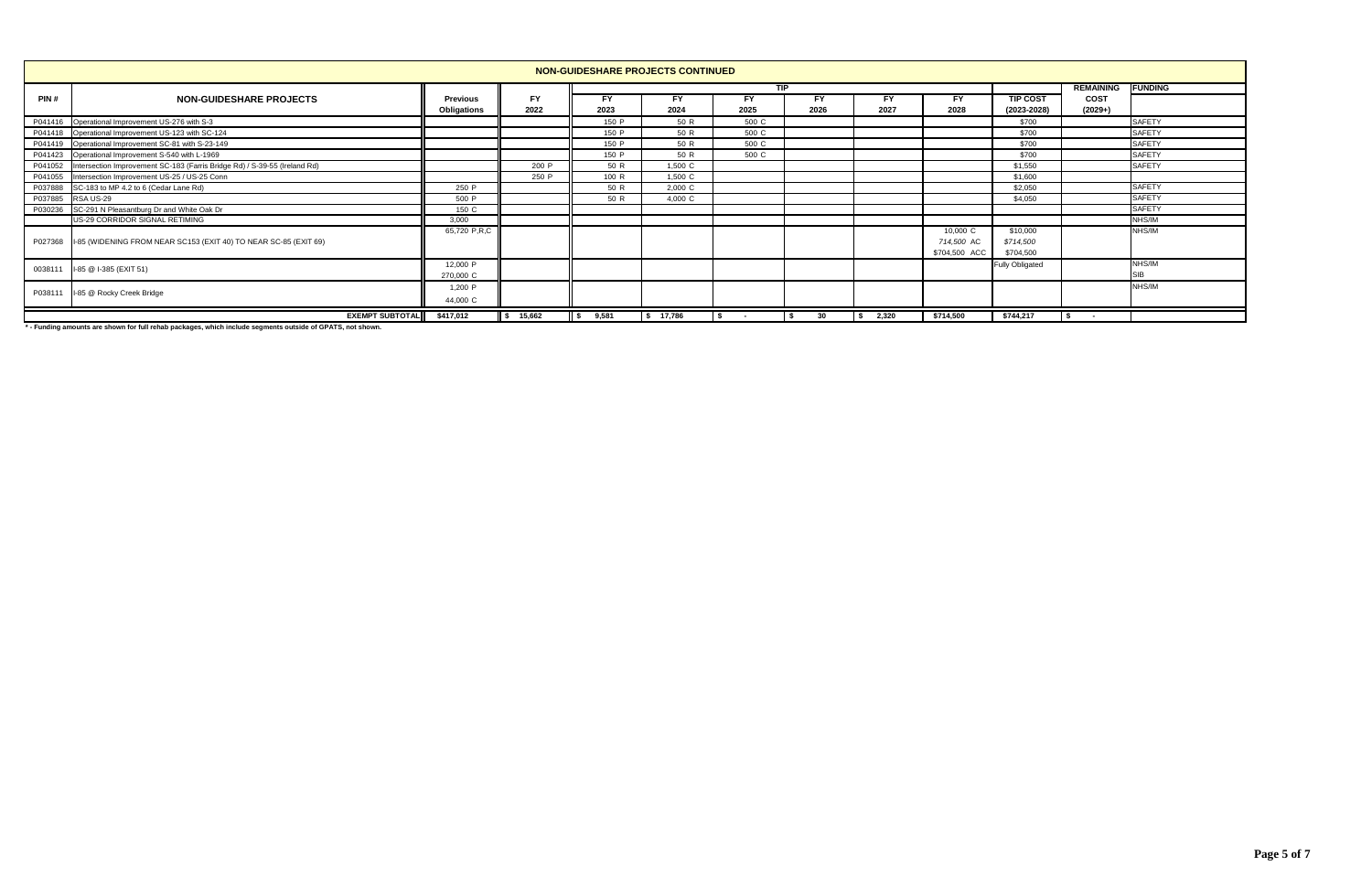## NON-GUIDESHARE PROJECTS CONTINUED

| PIN # | NON-GUIDESHARE PROJECTS | Previous Obligations | FY 2022 | TIP | | | | | | | REMAINING | FUNDING |
|---|---|---|---|---|---|---|---|---|---|---|---|---|
| | | | | FY 2023 | FY 2024 | FY 2025 | FY 2026 | FY 2027 | FY 2028 | TIP COST (2023-2028) | COST (2029+) | |
| P041416 | Operational Improvement US-276 with S-3 | | | 150 P | 50 R | 500 C | | | | $700 | | SAFETY |
| P041418 | Operational Improvement US-123 with SC-124 | | | 150 P | 50 R | 500 C | | | | $700 | | SAFETY |
| P041419 | Operational Improvement SC-81 with S-23-149 | | | 150 P | 50 R | 500 C | | | | $700 | | SAFETY |
| P041423 | Operational Improvement S-540 with L-1969 | | | 150 P | 50 R | 500 C | | | | $700 | | SAFETY |
| P041052 | Intersection Improvement SC-183 (Farris Bridge Rd) / S-39-55 (Ireland Rd) | | 200 P | 50 R | 1,500 C | | | | | $1,550 | | SAFETY |
| P041055 | Intersection Improvement US-25 / US-25 Conn | | 250 P | 100 R | 1,500 C | | | | | $1,600 | | |
| P037888 | SC-183 to MP 4.2 to 6 (Cedar Lane Rd) | 250 P | | 50 R | 2,000 C | | | | | $2,050 | | SAFETY |
| P037885 | RSA US-29 | 500 P | | 50 R | 4,000 C | | | | | $4,050 | | SAFETY |
| P030236 | SC-291 N Pleasantburg Dr and White Oak Dr | 150 C | | | | | | | | | | SAFETY |
| | US-29 CORRIDOR SIGNAL RETIMING | 3,000 | | | | | | | | | | NHS/IM |
| P027368 | I-85 (WIDENING FROM NEAR SC153 (EXIT 40) TO NEAR SC-85 (EXIT 69) | 65,720 P,R,C | | | | | | | 10,000 C<br>*714,500 AC*<br>$704,500 ACC | $10,000<br>*$714,500*<br>$704,500 | | NHS/IM |
| 0038111 | I-85 @ I-385 (EXIT 51) | 12,000 P<br>270,000 C | | | | | | | | Fully Obligated | | NHS/IM<br>SIB |
| P038111 | I-85 @ Rocky Creek Bridge | 1,200 P<br>44,000 C | | | | | | | | | | NHS/IM |
| | **EXEMPT SUBTOTAL** | **$417,012** | **$ 15,662** | **$ 9,581** | **$ 17,786** | **$ -** | **$ 30** | **$ 2,320** | **$714,500** | **$744,217** | **$ -** | |

**\* - Funding amounts are shown for full rehab packages, which include segments outside of GPATS, not shown.**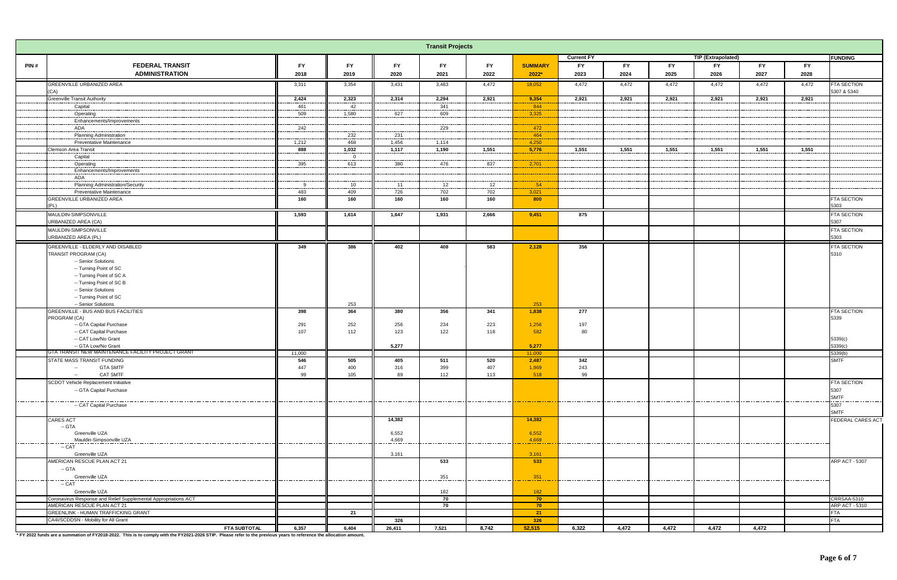## Transit Projects

| PIN # | FEDERAL TRANSIT ADMINISTRATION | FY 2018 | FY 2019 | FY 2020 | FY 2021 | FY 2022 | SUMMARY 2022* | Current FY FY 2023 | TIP (Extrapolated) FY 2024 | FY 2025 | FY 2026 | FY 2027 | FY 2028 | FUNDING |
|---|---|---|---|---|---|---|---|---|---|---|---|---|---|---|
| | GREENVILLE URBANIZED AREA (CA) | 3,311 | 3,354 | 3,431 | 3,483 | 4,472 | 18,052 | 4,472 | 4,472 | 4,472 | 4,472 | 4,472 | 4,472 | FTA SECTION 5307 & 5340 |
| | Greenville Transit Authority | **2,424** | **2,323** | **2,314** | **2,294** | **2,921** | **9,354** | **2,921** | **2,921** | **2,921** | **2,921** | **2,921** | **2,921** | |
| | Capital | 461 | 42 | | 341 | | 844 | | | | | | | |
| | Operating | 509 | 1,580 | 627 | 609 | | 3,325 | | | | | | | |
| | Enhancements/Improvements | | | | | | | | | | | | | |
| | ADA | 242 | | | 229 | | 472 | | | | | | | |
| | Planning Administration | | 232 | 231 | | | 464 | | | | | | | |
| | Preventative Maintenance | 1,212 | 468 | 1,456 | 1,114 | | 4,250 | | | | | | | |
| | Clemson Area Transit | **888** | **1,032** | **1,117** | **1,190** | **1,551** | **5,776** | **1,551** | **1,551** | **1,551** | **1,551** | **1,551** | **1,551** | |
| | Capital | | 0 | | | | | | | | | | | |
| | Operating | 395 | 613 | 380 | 476 | 837 | 2,701 | | | | | | | |
| | Enhancements/Improvements | | | | | | | | | | | | | |
| | ADA | | | | | | | | | | | | | |
| | Planning Administration/Security | 9 | 10 | 11 | 12 | 12 | 54 | | | | | | | |
| | Preventative Maintenance | 483 | 409 | 726 | 702 | 702 | 3,021 | | | | | | | |
| | GREENVILLE URBANIZED AREA (PL) | **160** | **160** | **160** | **160** | **160** | **800** | | | | | | | FTA SECTION 5303 |
| | MAULDIN-SIMPSONVILLE URBANIZED AREA (CA) | **1,593** | **1,614** | **1,647** | **1,931** | **2,666** | **9,451** | **875** | | | | | | FTA SECTION 5307 |
| | MAULDIN-SIMPSONVILLE URBANIZED AREA (PL) | | | | | | | | | | | | | FTA SECTION 5303 |
| | GREENVILLE - ELDERLY AND DISABLED TRANSIT PROGRAM (CA) | **349** | **386** | **402** | **408** | **583** | **2,128** | **356** | | | | | | FTA SECTION 5310 |
| | -- Senior Solutions | | | | | | | | | | | | | |
| | -- Turning Point of SC | | | | | | | | | | | | | |
| | -- Turning Point of SC A | | | | | | | | | | | | | |
| | -- Turning Point of SC B | | | | | | | | | | | | | |
| | -- Senior Solutions | | | | | | | | | | | | | |
| | -- Turning Point of SC | | | | | | | | | | | | | |
| | -- Senior Solutions | | 253 | | | | 253 | | | | | | | |
| | GREENVILLE - BUS AND BUS FACILITIES PROGRAM (CA) | **398** | **364** | **380** | **356** | **341** | **1,838** | **277** | | | | | | FTA SECTION 5339 |
| | -- GTA Capital Purchase | 291 | 252 | 256 | 234 | 223 | 1,256 | 197 | | | | | | |
| | -- CAT Capital Purchase | 107 | 112 | 123 | 122 | 118 | 582 | 80 | | | | | | |
| | -- CAT Low/No Grant | | | | | | | | | | | | | 5339(c) |
| | -- GTA Low/No Grant | | | **5,277** | | | **5,277** | | | | | | | 5339(c) |
| | GTA TRANSIT NEW MAINTENANCE FACILITY PROJECT GRANT | 11,000 | | | | | 11,000 | | | | | | | 5339(b) |
| | STATE MASS TRANSIT FUNDING | **546** | **505** | **405** | **511** | **520** | **2,487** | **342** | | | | | | SMTF |
| | -- GTA SMTF | 447 | 400 | 316 | 399 | 407 | 1,969 | 243 | | | | | | |
| | -- CAT SMTF | 99 | 105 | 89 | 112 | 113 | 518 | 99 | | | | | | |
| | SCDOT Vehicle Replacement Initiative | | | | | | | | | | | | | FTA SECTION |
| | -- GTA Capital Purchase | | | | | | | | | | | | | 5307 SMTF |
| | -- CAT Capital Purchase | | | | | | | | | | | | | 5307 SMTF |
| | CARES ACT | | | **14,382** | | | **14,382** | | | | | | | FEDERAL CARES ACT |
| | -- GTA | | | | | | | | | | | | | |
| | Greenville UZA | | | 6,552 | | | 6,552 | | | | | | | |
| | Mauldin-Simpsonville UZA | | | 4,669 | | | 4,669 | | | | | | | |
| | -- CAT | | | | | | | | | | | | | |
| | Greenville UZA | | | 3,161 | | | 3,161 | | | | | | | |
| | AMERICAN RESCUE PLAN ACT 21 | | | | **533** | | **533** | | | | | | | ARP ACT - 5307 |
| | -- GTA | | | | | | | | | | | | | |
| | Greenville UZA | | | | 351 | | 351 | | | | | | | |
| | -- CAT | | | | | | | | | | | | | |
| | Greenville UZA | | | | 182 | | 182 | | | | | | | |
| | Coronavirus Response and Relief Supplemental Appropriations ACT | | | | **70** | | **70** | | | | | | | CRRSAA-5310 |
| | AMERICAN RESCUE PLAN ACT 21 | | | | **70** | | **70** | | | | | | | ARP ACT - 5310 |
| | GREENLINK - HUMAN TRAFFICKING GRANT | | **21** | | | | **21** | | | | | | | FTA |
| | CA4I/SCDDSN - Mobility for All Grant | | | **326** | | | **326** | | | | | | | FTA |
| | **FTA SUBTOTAL** | **6,357** | **6,404** | **26,411** | **7,521** | **8,742** | **52,515** | **6,322** | **4,472** | **4,472** | **4,472** | **4,472** | | |

**\* FY 2022 funds are a summation of FY2018-2022. This is to comply with the FY2021-2026 STIP. Please refer to the previous years to reference the allocation amount.**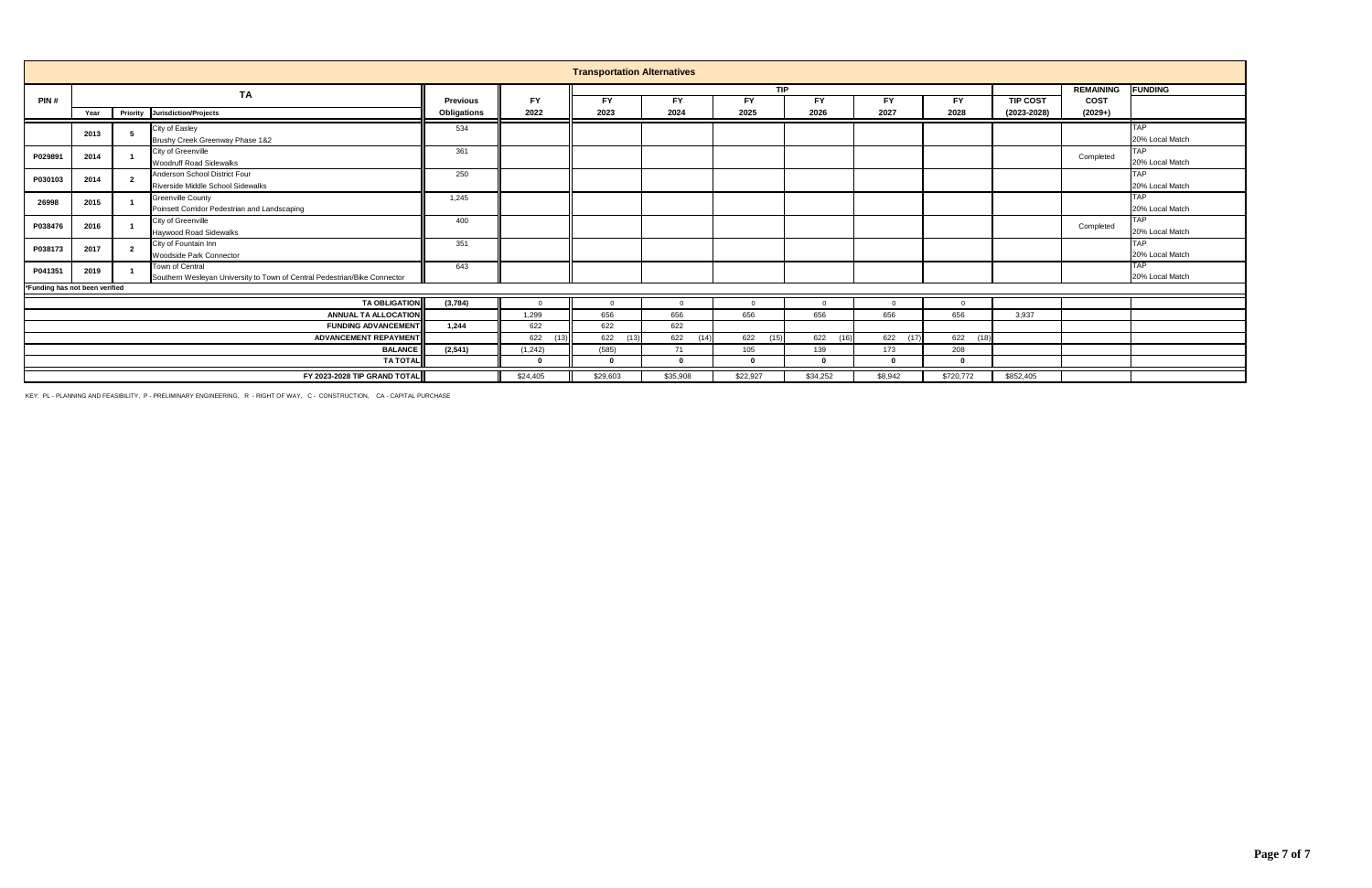## Transportation Alternatives

| PIN # | TA | | | Previous Obligations | FY 2022 | TIP | | | | | | TIP COST (2023-2028) | REMAINING COST (2029+) | FUNDING |
|---|---|---|---|---|---|---|---|---|---|---|---|---|---|---|
| | Year | Priority | Jurisdiction/Projects | | | FY 2023 | FY 2024 | FY 2025 | FY 2026 | FY 2027 | FY 2028 | | | |
| | 2013 | 5 | City of Easley<br>Brushy Creek Greenway Phase 1&2 | 534 | | | | | | | | | | TAP<br>20% Local Match |
| P029891 | 2014 | 1 | City of Greenville<br>Woodruff Road Sidewalks | 361 | | | | | | | | | Completed | TAP<br>20% Local Match |
| P030103 | 2014 | 2 | Anderson School District Four<br>Riverside Middle School Sidewalks | 250 | | | | | | | | | | TAP<br>20% Local Match |
| 26998 | 2015 | 1 | Greenville County<br>Poinsett Corridor Pedestrian and Landscaping | 1,245 | | | | | | | | | | TAP<br>20% Local Match |
| P038476 | 2016 | 1 | City of Greenville<br>Haywood Road Sidewalks | 400 | | | | | | | | | Completed | TAP<br>20% Local Match |
| P038173 | 2017 | 2 | City of Fountain Inn<br>Woodside Park Connector | 351 | | | | | | | | | | TAP<br>20% Local Match |
| P041351 | 2019 | 1 | Town of Central<br>Southern Wesleyan University to Town of Central Pedestrian/Bike Connector | 643 | | | | | | | | | | TAP<br>20% Local Match |
| *Funding has not been verified | | | | | | | | | | | | | | |
| | | | TA OBLIGATION | (3,784) | 0 | 0 | 0 | 0 | 0 | 0 | 0 | | | |
| | | | ANNUAL TA ALLOCATION | | 1,299 | 656 | 656 | 656 | 656 | 656 | 656 | 3,937 | | |
| | | | FUNDING ADVANCEMENT | 1,244 | 622 | 622 | 622 | | | | | | | |
| | | | ADVANCEMENT REPAYMENT | | 622 (13) | 622 (13) | 622 (14) | 622 (15) | 622 (16) | 622 (17) | 622 (18) | | | |
| | | | BALANCE | (2,541) | (1,242) | (585) | 71 | 105 | 139 | 173 | 208 | | | |
| | | | TA TOTAL | | 0 | 0 | 0 | 0 | 0 | 0 | 0 | | | |
| | | | FY 2023-2028 TIP GRAND TOTAL | | $24,405 | $29,603 | $35,908 | $22,927 | $34,252 | $8,942 | $720,772 | $852,405 | | |

KEY: PL - PLANNING AND FEASIBILITY, P - PRELIMINARY ENGINEERING, R - RIGHT OF WAY, C - CONSTRUCTION, CA - CAPITAL PURCHASE